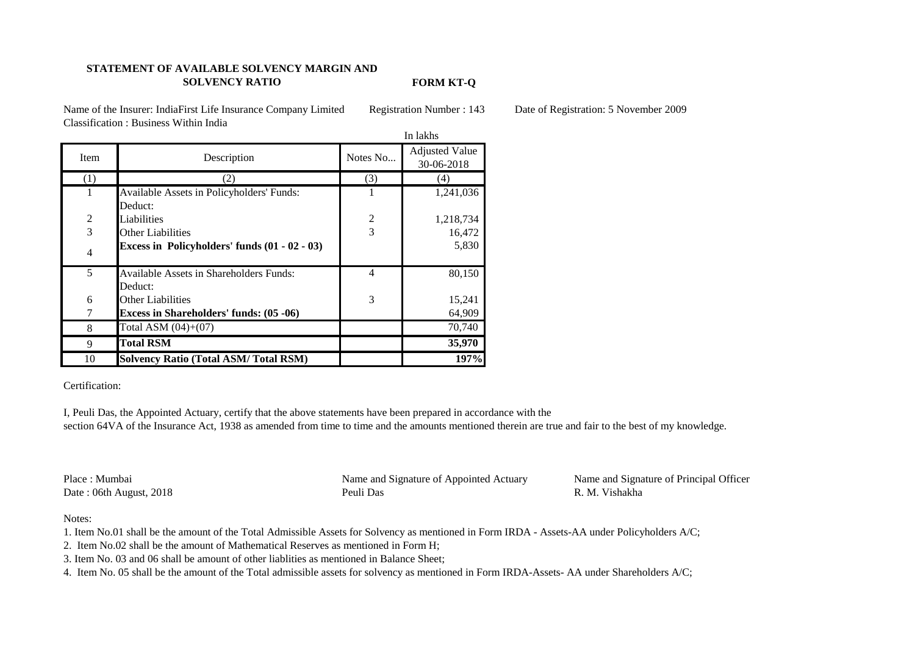**STATEMENT OF AVAILABLE SOLVENCY MARGIN AND SOLVENCY RATIO**

**FORM KT-Q**

Name of the Insurer: IndiaFirst Life Insurance Company Limited    Registration Number : 143    Date of Registration: 5 November 2009

Classification : Business Within India

In lakhs

| Item | Description | Notes No... | Adjusted Value 30-06-2018 |
|---|---|---|---|
| (1) | (2) | (3) | (4) |
| 1 | Available Assets in Policyholders' Funds: | 1 | 1,241,036 |
| | Deduct: | | |
| 2 | Liabilities | 2 | 1,218,734 |
| 3 | Other Liabilities | 3 | 16,472 |
| 4 | **Excess in Policyholders' funds (01 - 02 - 03)** | | 5,830 |
| 5 | Available Assets in Shareholders Funds: | 4 | 80,150 |
| | Deduct: | | |
| 6 | Other Liabilities | 3 | 15,241 |
| 7 | **Excess in Shareholders' funds: (05 -06)** | | 64,909 |
| 8 | Total ASM (04)+(07) | | 70,740 |
| 9 | **Total RSM** | | **35,970** |
| 10 | **Solvency Ratio (Total ASM/ Total RSM)** | | **197%** |

Certification:

I, Peuli Das, the Appointed Actuary, certify that the above statements have been prepared in accordance with the section 64VA of the Insurance Act, 1938 as amended from time to time and the amounts mentioned therein are true and fair to the best of my knowledge.

Place : Mumbai
Date : 06th August, 2018

Name and Signature of Appointed Actuary
Peuli Das

Name and Signature of Principal Officer
R. M. Vishakha

Notes:

1. Item No.01 shall be the amount of the Total Admissible Assets for Solvency as mentioned in Form IRDA - Assets-AA under Policyholders A/C;
2. Item No.02 shall be the amount of Mathematical Reserves as mentioned in Form H;
3. Item No. 03 and 06 shall be amount of other liablities as mentioned in Balance Sheet;
4. Item No. 05 shall be the amount of the Total admissible assets for solvency as mentioned in Form IRDA-Assets- AA under Shareholders A/C;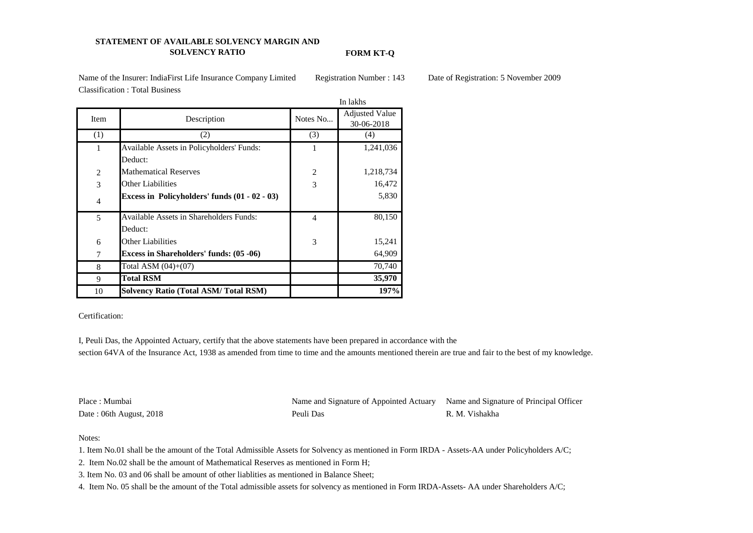**STATEMENT OF AVAILABLE SOLVENCY MARGIN AND SOLVENCY RATIO**

**FORM KT-Q**

Name of the Insurer: IndiaFirst Life Insurance Company Limited Registration Number : 143 Date of Registration: 5 November 2009

Classification : Total Business

In lakhs

| Item | Description | Notes No... | Adjusted Value 30-06-2018 |
|---|---|---|---|
| (1) | (2) | (3) | (4) |
| 1 | Available Assets in Policyholders' Funds: | 1 | 1,241,036 |
| | Deduct: | | |
| 2 | Mathematical Reserves | 2 | 1,218,734 |
| 3 | Other Liabilities | 3 | 16,472 |
| 4 | **Excess in Policyholders' funds (01 - 02 - 03)** | | 5,830 |
| 5 | Available Assets in Shareholders Funds: | 4 | 80,150 |
| | Deduct: | | |
| 6 | Other Liabilities | 3 | 15,241 |
| 7 | **Excess in Shareholders' funds: (05 -06)** | | 64,909 |
| 8 | Total ASM (04)+(07) | | 70,740 |
| 9 | **Total RSM** | | **35,970** |
| 10 | **Solvency Ratio (Total ASM/ Total RSM)** | | **197%** |

Certification:

I, Peuli Das, the Appointed Actuary, certify that the above statements have been prepared in accordance with the section 64VA of the Insurance Act, 1938 as amended from time to time and the amounts mentioned therein are true and fair to the best of my knowledge.

Place : Mumbai

Date : 06th August, 2018

Name and Signature of Appointed Actuary

Peuli Das

Name and Signature of Principal Officer

R. M. Vishakha

Notes:

1. Item No.01 shall be the amount of the Total Admissible Assets for Solvency as mentioned in Form IRDA - Assets-AA under Policyholders A/C;
2. Item No.02 shall be the amount of Mathematical Reserves as mentioned in Form H;
3. Item No. 03 and 06 shall be amount of other liablities as mentioned in Balance Sheet;
4. Item No. 05 shall be the amount of the Total admissible assets for solvency as mentioned in Form IRDA-Assets- AA under Shareholders A/C;